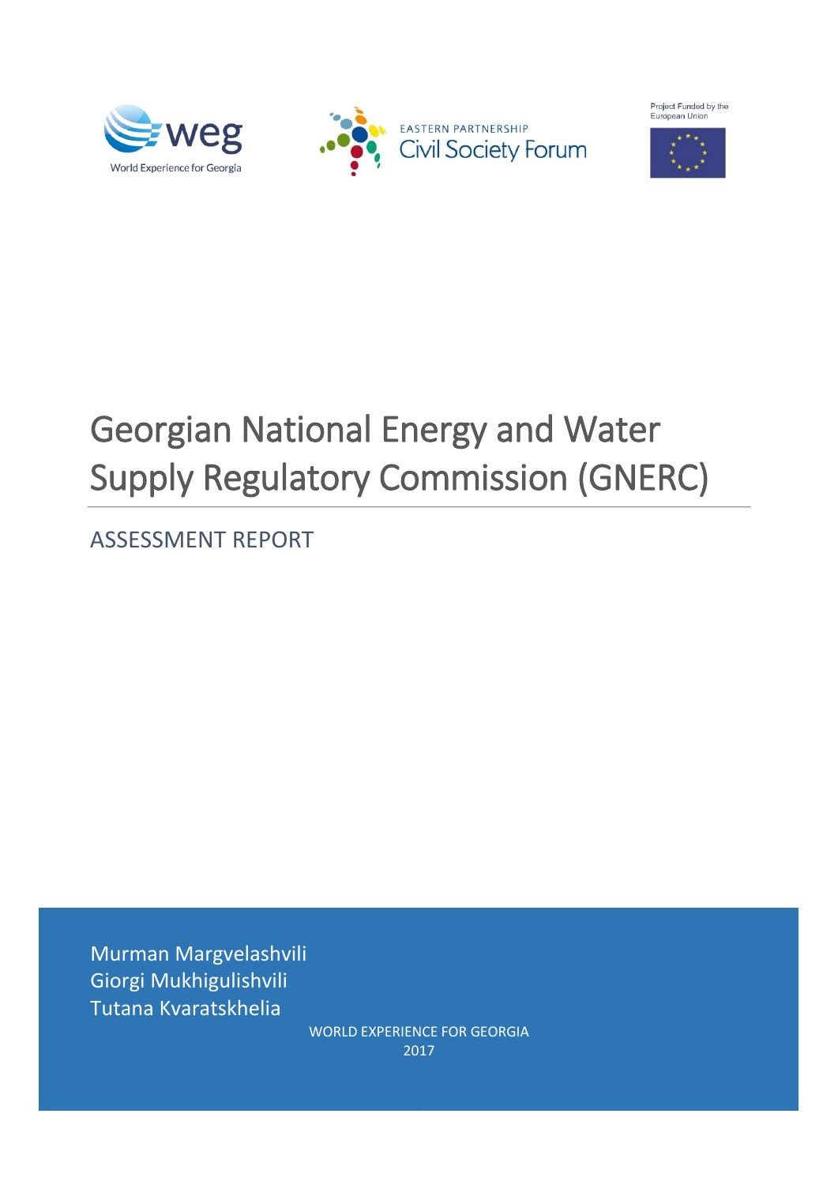weg
World Experience for Georgia

EASTERN PARTNERSHIP
Civil Society Forum

Project Funded by the European Union

# Georgian National Energy and Water Supply Regulatory Commission (GNERC)

## ASSESSMENT REPORT

Murman Margvelashvili
Giorgi Mukhigulishvili
Tutana Kvaratskhelia

WORLD EXPERIENCE FOR GEORGIA
2017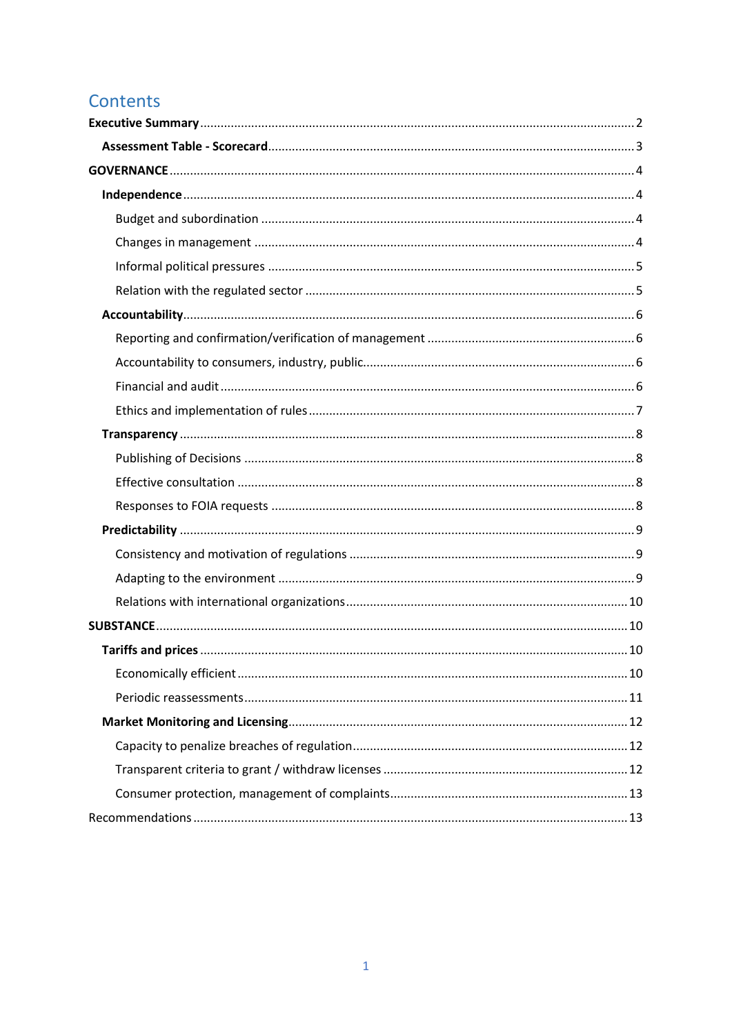# Contents

**Executive Summary** ... 2

- **Assessment Table - Scorecard** ... 3

**GOVERNANCE** ... 4

- **Independence** ... 4
  - Budget and subordination ... 4
  - Changes in management ... 4
  - Informal political pressures ... 5
  - Relation with the regulated sector ... 5
- **Accountability** ... 6
  - Reporting and confirmation/verification of management ... 6
  - Accountability to consumers, industry, public ... 6
  - Financial and audit ... 6
  - Ethics and implementation of rules ... 7
- **Transparency** ... 8
  - Publishing of Decisions ... 8
  - Effective consultation ... 8
  - Responses to FOIA requests ... 8
- **Predictability** ... 9
  - Consistency and motivation of regulations ... 9
  - Adapting to the environment ... 9
  - Relations with international organizations ... 10

**SUBSTANCE** ... 10

- **Tariffs and prices** ... 10
  - Economically efficient ... 10
  - Periodic reassessments ... 11
- **Market Monitoring and Licensing** ... 12
  - Capacity to penalize breaches of regulation ... 12
  - Transparent criteria to grant / withdraw licenses ... 12
  - Consumer protection, management of complaints ... 13

Recommendations ... 13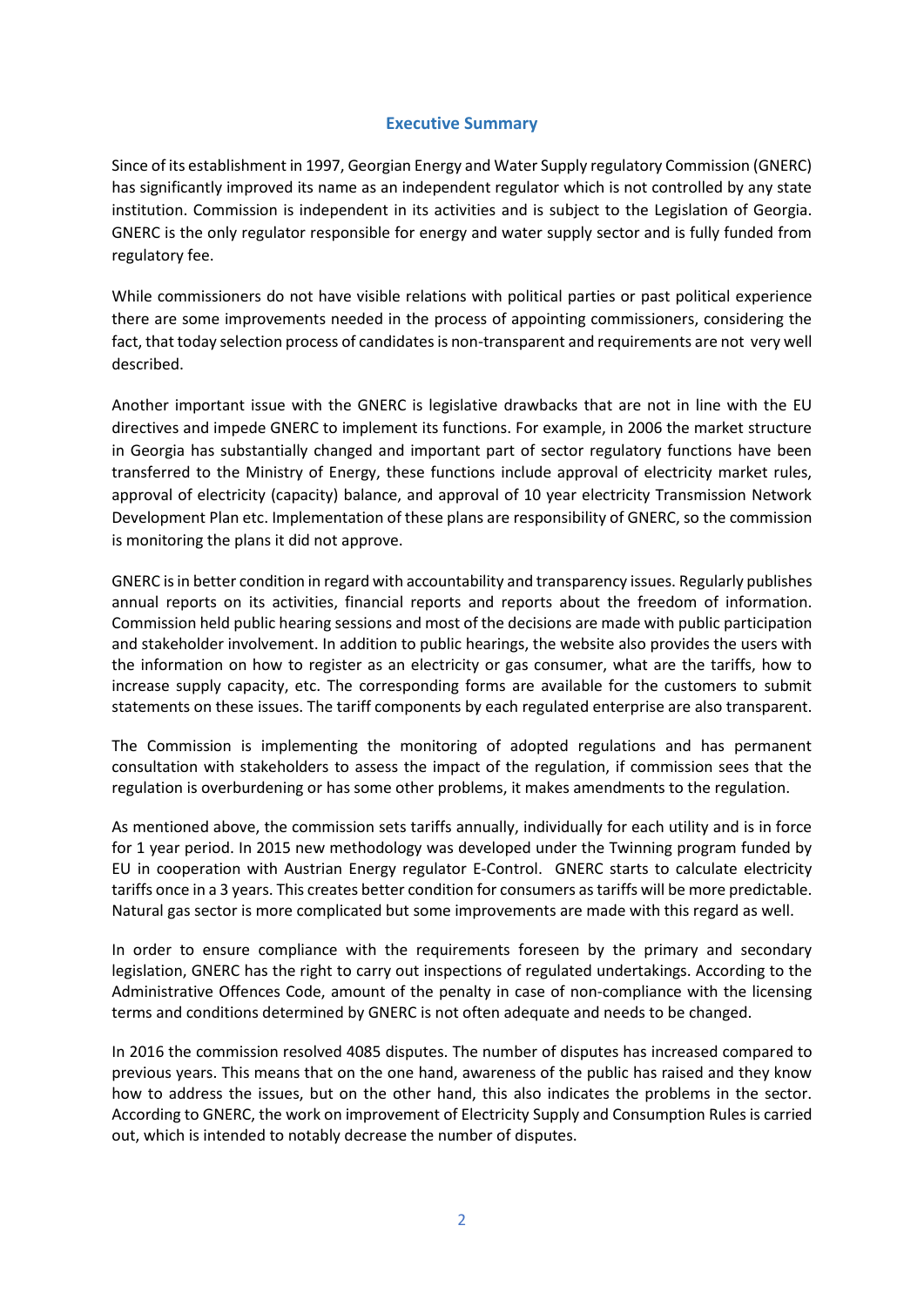## Executive Summary

Since of its establishment in 1997, Georgian Energy and Water Supply regulatory Commission (GNERC) has significantly improved its name as an independent regulator which is not controlled by any state institution. Commission is independent in its activities and is subject to the Legislation of Georgia. GNERC is the only regulator responsible for energy and water supply sector and is fully funded from regulatory fee.

While commissioners do not have visible relations with political parties or past political experience there are some improvements needed in the process of appointing commissioners, considering the fact, that today selection process of candidates is non-transparent and requirements are not very well described.

Another important issue with the GNERC is legislative drawbacks that are not in line with the EU directives and impede GNERC to implement its functions. For example, in 2006 the market structure in Georgia has substantially changed and important part of sector regulatory functions have been transferred to the Ministry of Energy, these functions include approval of electricity market rules, approval of electricity (capacity) balance, and approval of 10 year electricity Transmission Network Development Plan etc. Implementation of these plans are responsibility of GNERC, so the commission is monitoring the plans it did not approve.

GNERC is in better condition in regard with accountability and transparency issues. Regularly publishes annual reports on its activities, financial reports and reports about the freedom of information. Commission held public hearing sessions and most of the decisions are made with public participation and stakeholder involvement. In addition to public hearings, the website also provides the users with the information on how to register as an electricity or gas consumer, what are the tariffs, how to increase supply capacity, etc. The corresponding forms are available for the customers to submit statements on these issues. The tariff components by each regulated enterprise are also transparent.

The Commission is implementing the monitoring of adopted regulations and has permanent consultation with stakeholders to assess the impact of the regulation, if commission sees that the regulation is overburdening or has some other problems, it makes amendments to the regulation.

As mentioned above, the commission sets tariffs annually, individually for each utility and is in force for 1 year period. In 2015 new methodology was developed under the Twinning program funded by EU in cooperation with Austrian Energy regulator E-Control. GNERC starts to calculate electricity tariffs once in a 3 years. This creates better condition for consumers as tariffs will be more predictable. Natural gas sector is more complicated but some improvements are made with this regard as well.

In order to ensure compliance with the requirements foreseen by the primary and secondary legislation, GNERC has the right to carry out inspections of regulated undertakings. According to the Administrative Offences Code, amount of the penalty in case of non-compliance with the licensing terms and conditions determined by GNERC is not often adequate and needs to be changed.

In 2016 the commission resolved 4085 disputes. The number of disputes has increased compared to previous years. This means that on the one hand, awareness of the public has raised and they know how to address the issues, but on the other hand, this also indicates the problems in the sector. According to GNERC, the work on improvement of Electricity Supply and Consumption Rules is carried out, which is intended to notably decrease the number of disputes.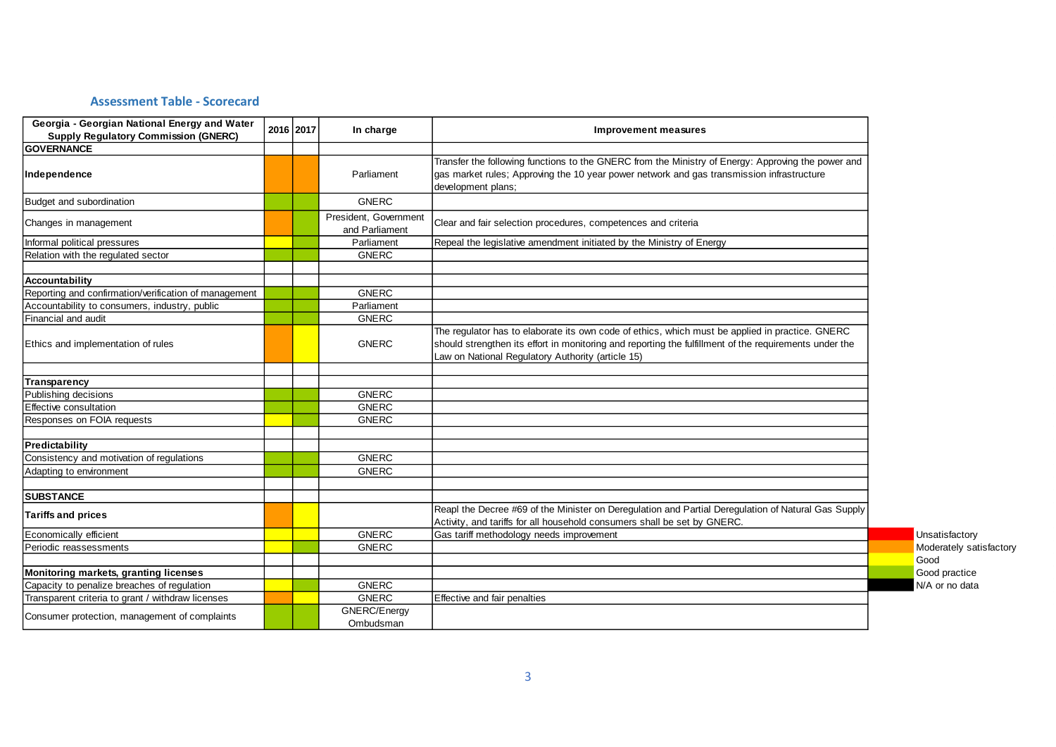## Assessment Table - Scorecard

| Georgia - Georgian National Energy and Water Supply Regulatory Commission (GNERC) | 2016 | 2017 | In charge | Improvement measures |
|---|---|---|---|---|
| **GOVERNANCE** | | | | |
| **Independence** | Moderately satisfactory | Moderately satisfactory | Parliament | Transfer the following functions to the GNERC from the Ministry of Energy: Approving the power and gas market rules; Approving the 10 year power network and gas transmission infrastructure development plans; |
| Budget and subordination | Good practice | Good practice | GNERC | |
| Changes in management | Moderately satisfactory | Good practice | President, Government and Parliament | Clear and fair selection procedures, competences and criteria |
| Informal political pressures | Good | Good practice | Parliament | Repeal the legislative amendment initiated by the Ministry of Energy |
| Relation with the regulated sector | Good practice | Good practice | GNERC | |
| | | | | |
| **Accountability** | | | | |
| Reporting and confirmation/verification of management | Good practice | Good practice | GNERC | |
| Accountability to consumers, industry, public | Good practice | Good practice | Parliament | |
| Financial and audit | Good practice | Good practice | GNERC | |
| Ethics and implementation of rules | Moderately satisfactory | Good | GNERC | The regulator has to elaborate its own code of ethics, which must be applied in practice. GNERC should strengthen its effort in monitoring and reporting the fulfillment of the requirements under the Law on National Regulatory Authority (article 15) |
| | | | | |
| **Transparency** | | | | |
| Publishing decisions | Good practice | Good practice | GNERC | |
| Effective consultation | Good practice | Good practice | GNERC | |
| Responses on FOIA requests | Good | Good practice | GNERC | |
| | | | | |
| **Predictability** | | | | |
| Consistency and motivation of regulations | Good practice | Good practice | GNERC | |
| Adapting to environment | Good practice | Good practice | GNERC | |
| | | | | |
| **SUBSTANCE** | | | | |
| **Tariffs and prices** | Moderately satisfactory | Good | | Reapl the Decree #69 of the Minister on Deregulation and Partial Deregulation of Natural Gas Supply Activity, and tariffs for all household consumers shall be set by GNERC. |
| Economically efficient | Good | Good | GNERC | Gas tariff methodology needs improvement |
| Periodic reassessments | Good | Good practice | GNERC | |
| | | | | |
| **Monitoring markets, granting licenses** | | | | |
| Capacity to penalize breaches of regulation | Good | Good practice | GNERC | |
| Transparent criteria to grant / withdraw licenses | Moderately satisfactory | Good | GNERC | Effective and fair penalties |
| Consumer protection, management of complaints | Good practice | Good practice | GNERC/Energy Ombudsman | |

| Colour | Legend |
|---|---|
| Red | Unsatisfactory |
| Orange | Moderately satisfactory |
| Yellow | Good |
| Green | Good practice |
| Black | N/A or no data |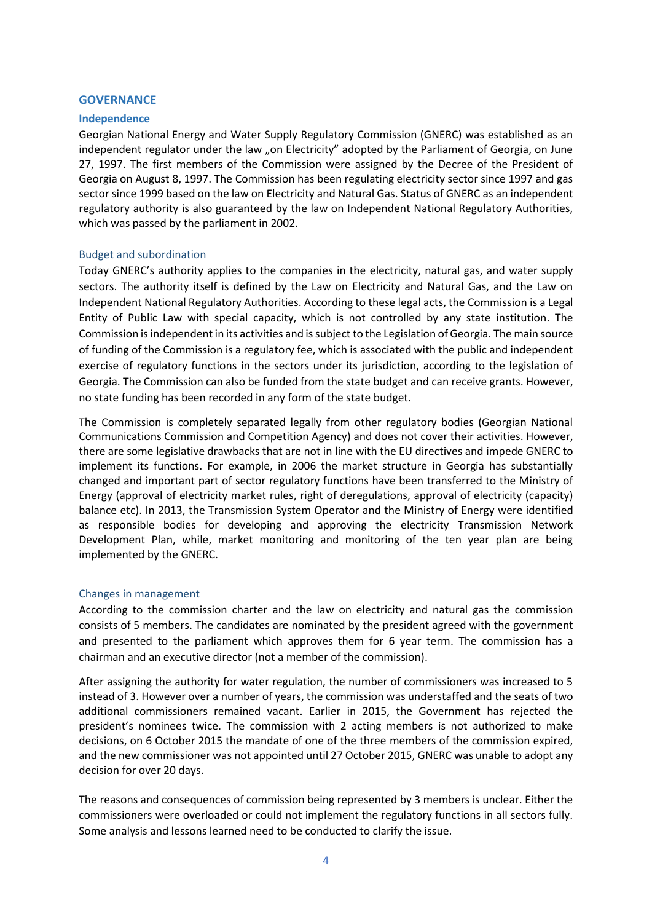## GOVERNANCE

### Independence

Georgian National Energy and Water Supply Regulatory Commission (GNERC) was established as an independent regulator under the law „on Electricity" adopted by the Parliament of Georgia, on June 27, 1997. The first members of the Commission were assigned by the Decree of the President of Georgia on August 8, 1997. The Commission has been regulating electricity sector since 1997 and gas sector since 1999 based on the law on Electricity and Natural Gas. Status of GNERC as an independent regulatory authority is also guaranteed by the law on Independent National Regulatory Authorities, which was passed by the parliament in 2002.

#### Budget and subordination

Today GNERC's authority applies to the companies in the electricity, natural gas, and water supply sectors. The authority itself is defined by the Law on Electricity and Natural Gas, and the Law on Independent National Regulatory Authorities. According to these legal acts, the Commission is a Legal Entity of Public Law with special capacity, which is not controlled by any state institution. The Commission is independent in its activities and is subject to the Legislation of Georgia. The main source of funding of the Commission is a regulatory fee, which is associated with the public and independent exercise of regulatory functions in the sectors under its jurisdiction, according to the legislation of Georgia. The Commission can also be funded from the state budget and can receive grants. However, no state funding has been recorded in any form of the state budget.

The Commission is completely separated legally from other regulatory bodies (Georgian National Communications Commission and Competition Agency) and does not cover their activities. However, there are some legislative drawbacks that are not in line with the EU directives and impede GNERC to implement its functions. For example, in 2006 the market structure in Georgia has substantially changed and important part of sector regulatory functions have been transferred to the Ministry of Energy (approval of electricity market rules, right of deregulations, approval of electricity (capacity) balance etc). In 2013, the Transmission System Operator and the Ministry of Energy were identified as responsible bodies for developing and approving the electricity Transmission Network Development Plan, while, market monitoring and monitoring of the ten year plan are being implemented by the GNERC.

#### Changes in management

According to the commission charter and the law on electricity and natural gas the commission consists of 5 members. The candidates are nominated by the president agreed with the government and presented to the parliament which approves them for 6 year term. The commission has a chairman and an executive director (not a member of the commission).

After assigning the authority for water regulation, the number of commissioners was increased to 5 instead of 3. However over a number of years, the commission was understaffed and the seats of two additional commissioners remained vacant. Earlier in 2015, the Government has rejected the president's nominees twice. The commission with 2 acting members is not authorized to make decisions, on 6 October 2015 the mandate of one of the three members of the commission expired, and the new commissioner was not appointed until 27 October 2015, GNERC was unable to adopt any decision for over 20 days.

The reasons and consequences of commission being represented by 3 members is unclear. Either the commissioners were overloaded or could not implement the regulatory functions in all sectors fully. Some analysis and lessons learned need to be conducted to clarify the issue.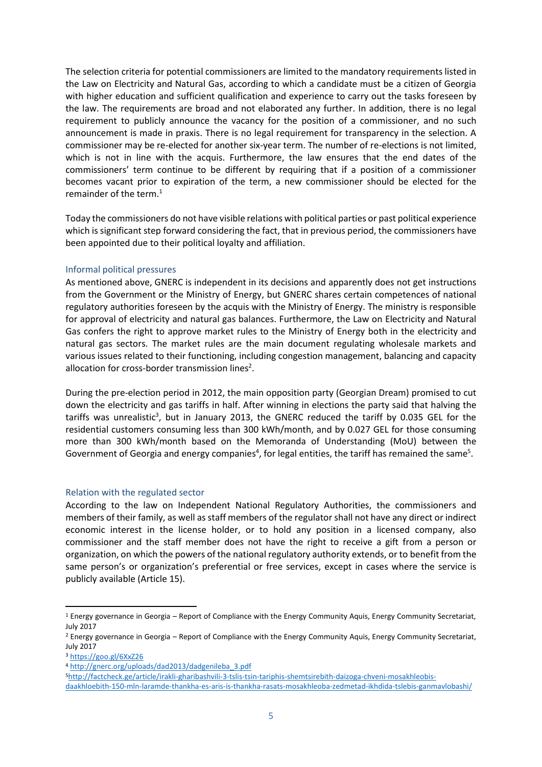The selection criteria for potential commissioners are limited to the mandatory requirements listed in the Law on Electricity and Natural Gas, according to which a candidate must be a citizen of Georgia with higher education and sufficient qualification and experience to carry out the tasks foreseen by the law. The requirements are broad and not elaborated any further. In addition, there is no legal requirement to publicly announce the vacancy for the position of a commissioner, and no such announcement is made in praxis. There is no legal requirement for transparency in the selection. A commissioner may be re-elected for another six-year term. The number of re-elections is not limited, which is not in line with the acquis. Furthermore, the law ensures that the end dates of the commissioners' term continue to be different by requiring that if a position of a commissioner becomes vacant prior to expiration of the term, a new commissioner should be elected for the remainder of the term.[1]

Today the commissioners do not have visible relations with political parties or past political experience which is significant step forward considering the fact, that in previous period, the commissioners have been appointed due to their political loyalty and affiliation.

### Informal political pressures

As mentioned above, GNERC is independent in its decisions and apparently does not get instructions from the Government or the Ministry of Energy, but GNERC shares certain competences of national regulatory authorities foreseen by the acquis with the Ministry of Energy. The ministry is responsible for approval of electricity and natural gas balances. Furthermore, the Law on Electricity and Natural Gas confers the right to approve market rules to the Ministry of Energy both in the electricity and natural gas sectors. The market rules are the main document regulating wholesale markets and various issues related to their functioning, including congestion management, balancing and capacity allocation for cross-border transmission lines[2].

During the pre-election period in 2012, the main opposition party (Georgian Dream) promised to cut down the electricity and gas tariffs in half. After winning in elections the party said that halving the tariffs was unrealistic[3], but in January 2013, the GNERC reduced the tariff by 0.035 GEL for the residential customers consuming less than 300 kWh/month, and by 0.027 GEL for those consuming more than 300 kWh/month based on the Memoranda of Understanding (MoU) between the Government of Georgia and energy companies[4], for legal entities, the tariff has remained the same[5].

### Relation with the regulated sector

According to the law on Independent National Regulatory Authorities, the commissioners and members of their family, as well as staff members of the regulator shall not have any direct or indirect economic interest in the license holder, or to hold any position in a licensed company, also commissioner and the staff member does not have the right to receive a gift from a person or organization, on which the powers of the national regulatory authority extends, or to benefit from the same person's or organization's preferential or free services, except in cases where the service is publicly available (Article 15).

---

[1] Energy governance in Georgia – Report of Compliance with the Energy Community Aquis, Energy Community Secretariat, July 2017

[2] Energy governance in Georgia – Report of Compliance with the Energy Community Aquis, Energy Community Secretariat, July 2017

[3] https://goo.gl/6XxZ26

[4] http://gnerc.org/uploads/dad2013/dadgenileba_3.pdf

[5] http://factcheck.ge/article/irakli-gharibashvili-3-tslis-tsin-tariphis-shemtsirebith-daizoga-chveni-mosakhleobis-daakhloebith-150-mln-laramde-thankha-es-aris-is-thankha-rasats-mosakhleoba-zedmetad-ikhdida-tslebis-ganmavlobashi/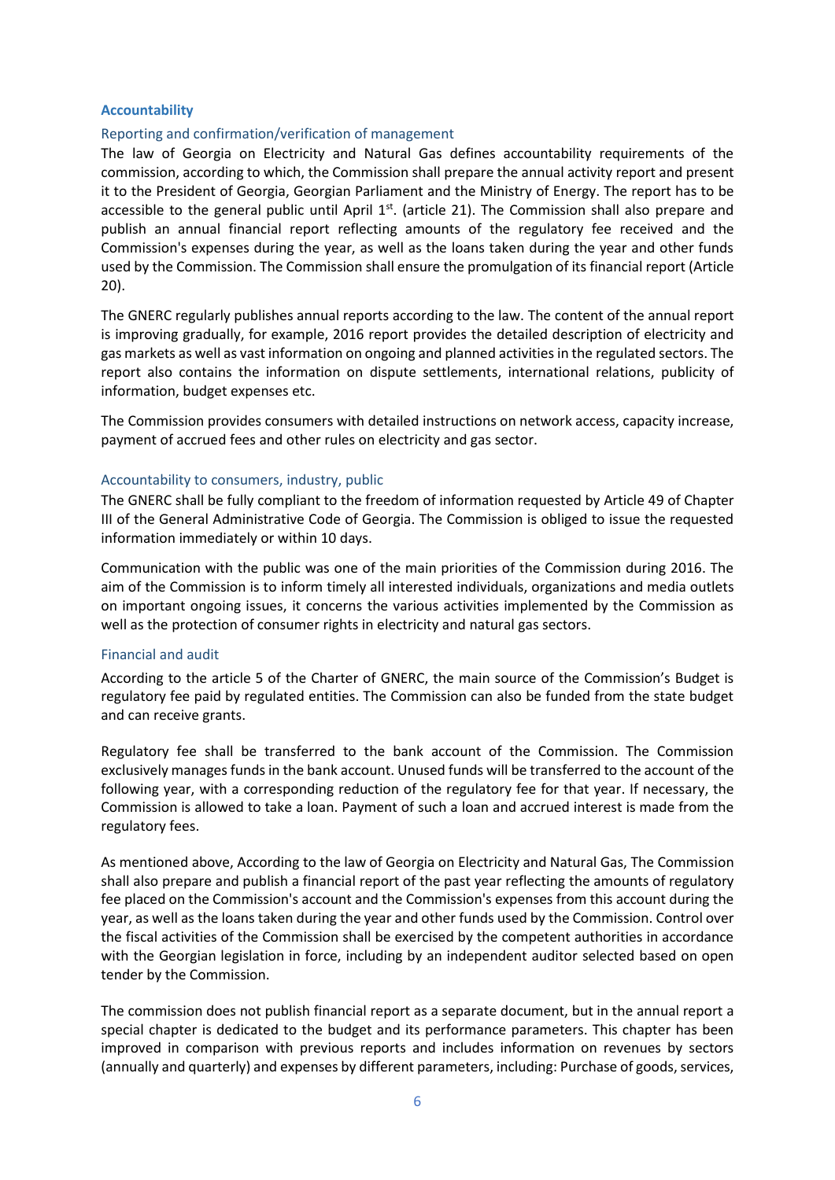## Accountability

### Reporting and confirmation/verification of management

The law of Georgia on Electricity and Natural Gas defines accountability requirements of the commission, according to which, the Commission shall prepare the annual activity report and present it to the President of Georgia, Georgian Parliament and the Ministry of Energy. The report has to be accessible to the general public until April 1st. (article 21). The Commission shall also prepare and publish an annual financial report reflecting amounts of the regulatory fee received and the Commission's expenses during the year, as well as the loans taken during the year and other funds used by the Commission. The Commission shall ensure the promulgation of its financial report (Article 20).

The GNERC regularly publishes annual reports according to the law. The content of the annual report is improving gradually, for example, 2016 report provides the detailed description of electricity and gas markets as well as vast information on ongoing and planned activities in the regulated sectors. The report also contains the information on dispute settlements, international relations, publicity of information, budget expenses etc.

The Commission provides consumers with detailed instructions on network access, capacity increase, payment of accrued fees and other rules on electricity and gas sector.

### Accountability to consumers, industry, public

The GNERC shall be fully compliant to the freedom of information requested by Article 49 of Chapter III of the General Administrative Code of Georgia. The Commission is obliged to issue the requested information immediately or within 10 days.

Communication with the public was one of the main priorities of the Commission during 2016. The aim of the Commission is to inform timely all interested individuals, organizations and media outlets on important ongoing issues, it concerns the various activities implemented by the Commission as well as the protection of consumer rights in electricity and natural gas sectors.

### Financial and audit

According to the article 5 of the Charter of GNERC, the main source of the Commission's Budget is regulatory fee paid by regulated entities. The Commission can also be funded from the state budget and can receive grants.

Regulatory fee shall be transferred to the bank account of the Commission. The Commission exclusively manages funds in the bank account. Unused funds will be transferred to the account of the following year, with a corresponding reduction of the regulatory fee for that year. If necessary, the Commission is allowed to take a loan. Payment of such a loan and accrued interest is made from the regulatory fees.

As mentioned above, According to the law of Georgia on Electricity and Natural Gas, The Commission shall also prepare and publish a financial report of the past year reflecting the amounts of regulatory fee placed on the Commission's account and the Commission's expenses from this account during the year, as well as the loans taken during the year and other funds used by the Commission. Control over the fiscal activities of the Commission shall be exercised by the competent authorities in accordance with the Georgian legislation in force, including by an independent auditor selected based on open tender by the Commission.

The commission does not publish financial report as a separate document, but in the annual report a special chapter is dedicated to the budget and its performance parameters. This chapter has been improved in comparison with previous reports and includes information on revenues by sectors (annually and quarterly) and expenses by different parameters, including: Purchase of goods, services,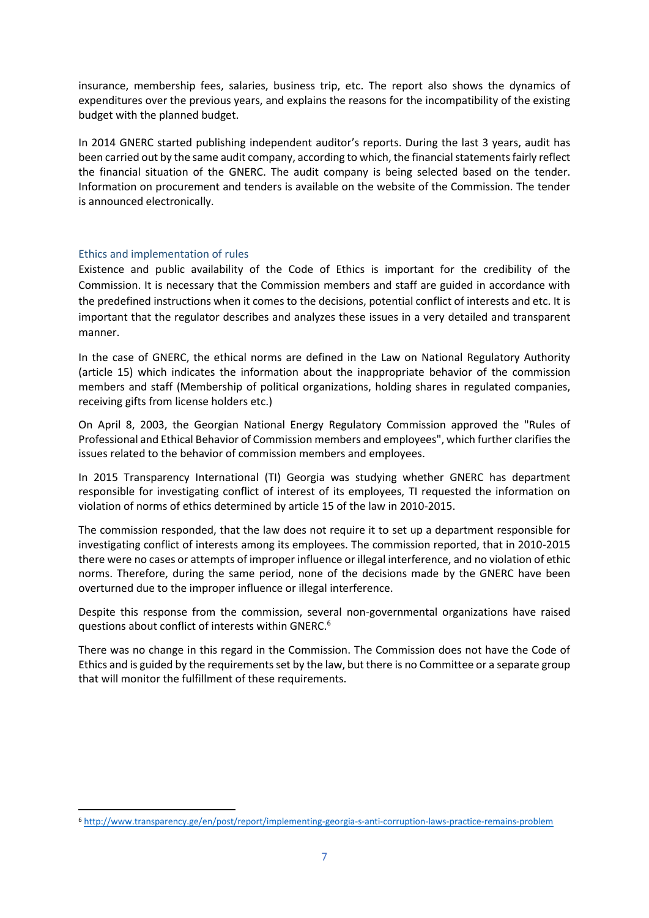insurance, membership fees, salaries, business trip, etc. The report also shows the dynamics of expenditures over the previous years, and explains the reasons for the incompatibility of the existing budget with the planned budget.

In 2014 GNERC started publishing independent auditor's reports. During the last 3 years, audit has been carried out by the same audit company, according to which, the financial statements fairly reflect the financial situation of the GNERC. The audit company is being selected based on the tender. Information on procurement and tenders is available on the website of the Commission. The tender is announced electronically.

### Ethics and implementation of rules

Existence and public availability of the Code of Ethics is important for the credibility of the Commission. It is necessary that the Commission members and staff are guided in accordance with the predefined instructions when it comes to the decisions, potential conflict of interests and etc. It is important that the regulator describes and analyzes these issues in a very detailed and transparent manner.

In the case of GNERC, the ethical norms are defined in the Law on National Regulatory Authority (article 15) which indicates the information about the inappropriate behavior of the commission members and staff (Membership of political organizations, holding shares in regulated companies, receiving gifts from license holders etc.)

On April 8, 2003, the Georgian National Energy Regulatory Commission approved the "Rules of Professional and Ethical Behavior of Commission members and employees", which further clarifies the issues related to the behavior of commission members and employees.

In 2015 Transparency International (TI) Georgia was studying whether GNERC has department responsible for investigating conflict of interest of its employees, TI requested the information on violation of norms of ethics determined by article 15 of the law in 2010-2015.

The commission responded, that the law does not require it to set up a department responsible for investigating conflict of interests among its employees. The commission reported, that in 2010-2015 there were no cases or attempts of improper influence or illegal interference, and no violation of ethic norms. Therefore, during the same period, none of the decisions made by the GNERC have been overturned due to the improper influence or illegal interference.

Despite this response from the commission, several non-governmental organizations have raised questions about conflict of interests within GNERC.[6]

There was no change in this regard in the Commission. The Commission does not have the Code of Ethics and is guided by the requirements set by the law, but there is no Committee or a separate group that will monitor the fulfillment of these requirements.

[6] http://www.transparency.ge/en/post/report/implementing-georgia-s-anti-corruption-laws-practice-remains-problem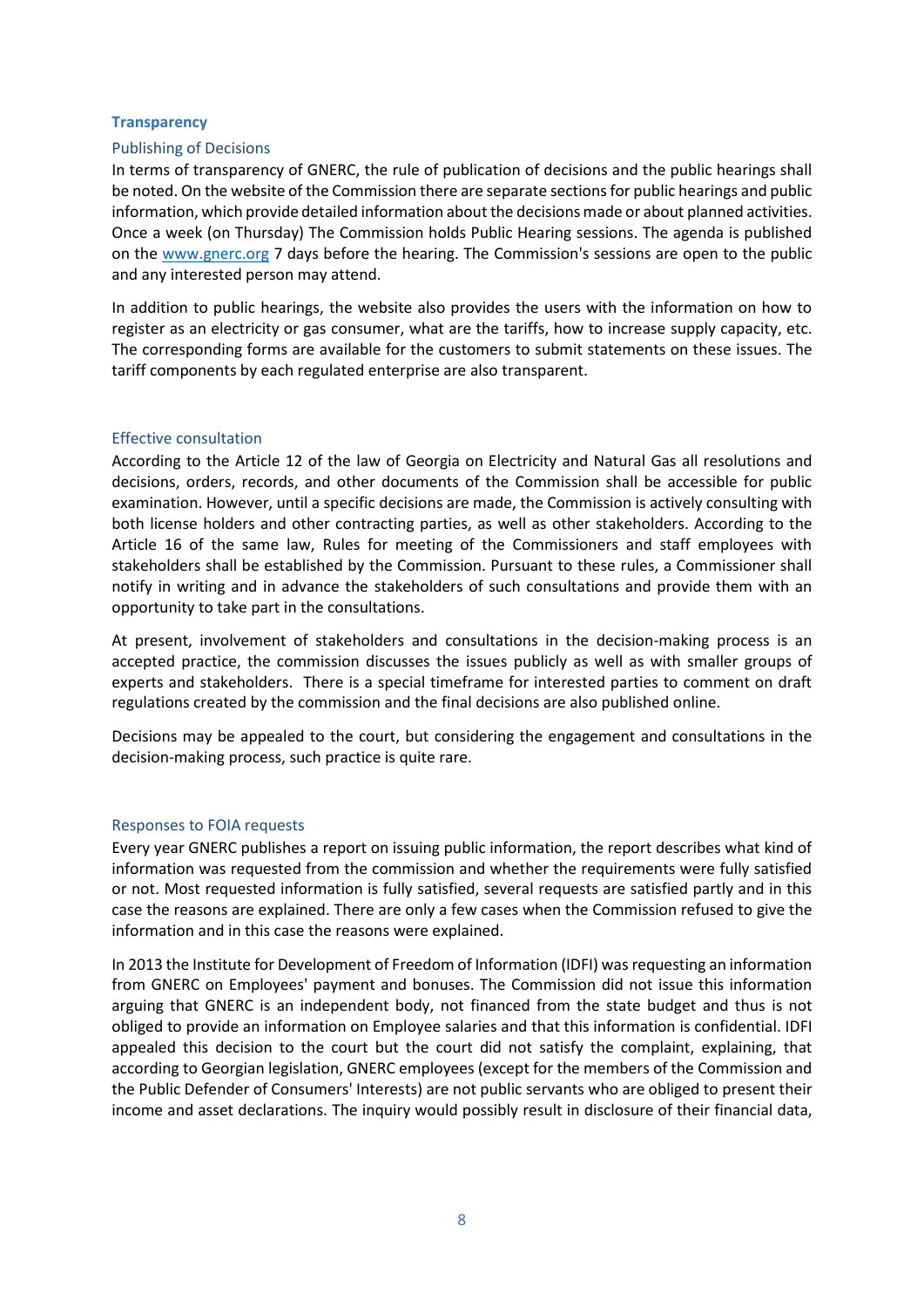## Transparency

### Publishing of Decisions

In terms of transparency of GNERC, the rule of publication of decisions and the public hearings shall be noted. On the website of the Commission there are separate sections for public hearings and public information, which provide detailed information about the decisions made or about planned activities. Once a week (on Thursday) The Commission holds Public Hearing sessions. The agenda is published on the www.gnerc.org 7 days before the hearing. The Commission's sessions are open to the public and any interested person may attend.

In addition to public hearings, the website also provides the users with the information on how to register as an electricity or gas consumer, what are the tariffs, how to increase supply capacity, etc. The corresponding forms are available for the customers to submit statements on these issues. The tariff components by each regulated enterprise are also transparent.

### Effective consultation

According to the Article 12 of the law of Georgia on Electricity and Natural Gas all resolutions and decisions, orders, records, and other documents of the Commission shall be accessible for public examination. However, until a specific decisions are made, the Commission is actively consulting with both license holders and other contracting parties, as well as other stakeholders. According to the Article 16 of the same law, Rules for meeting of the Commissioners and staff employees with stakeholders shall be established by the Commission. Pursuant to these rules, a Commissioner shall notify in writing and in advance the stakeholders of such consultations and provide them with an opportunity to take part in the consultations.

At present, involvement of stakeholders and consultations in the decision-making process is an accepted practice, the commission discusses the issues publicly as well as with smaller groups of experts and stakeholders. There is a special timeframe for interested parties to comment on draft regulations created by the commission and the final decisions are also published online.

Decisions may be appealed to the court, but considering the engagement and consultations in the decision-making process, such practice is quite rare.

### Responses to FOIA requests

Every year GNERC publishes a report on issuing public information, the report describes what kind of information was requested from the commission and whether the requirements were fully satisfied or not. Most requested information is fully satisfied, several requests are satisfied partly and in this case the reasons are explained. There are only a few cases when the Commission refused to give the information and in this case the reasons were explained.

In 2013 the Institute for Development of Freedom of Information (IDFI) was requesting an information from GNERC on Employees' payment and bonuses. The Commission did not issue this information arguing that GNERC is an independent body, not financed from the state budget and thus is not obliged to provide an information on Employee salaries and that this information is confidential. IDFI appealed this decision to the court but the court did not satisfy the complaint, explaining, that according to Georgian legislation, GNERC employees (except for the members of the Commission and the Public Defender of Consumers' Interests) are not public servants who are obliged to present their income and asset declarations. The inquiry would possibly result in disclosure of their financial data,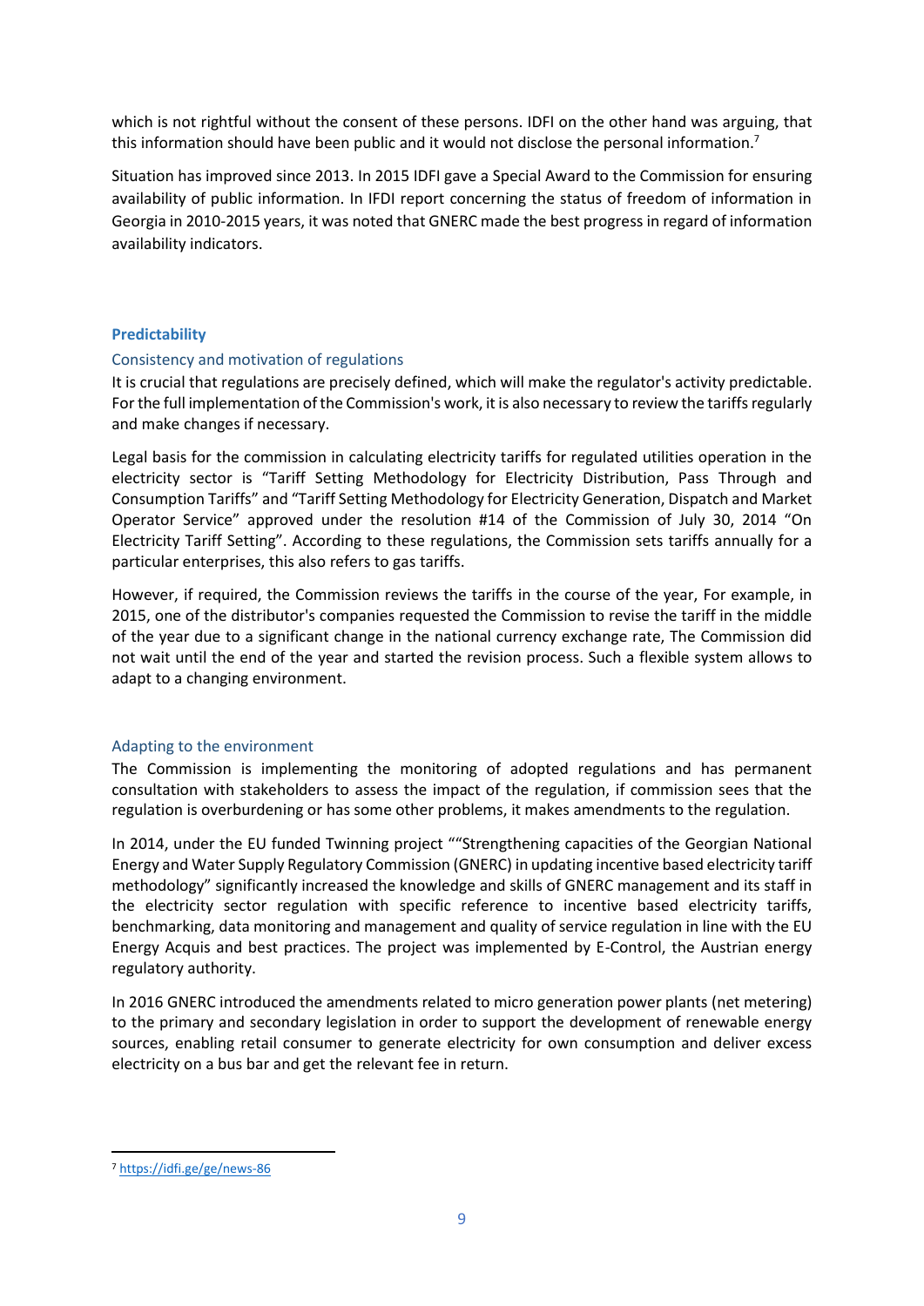which is not rightful without the consent of these persons. IDFI on the other hand was arguing, that this information should have been public and it would not disclose the personal information.[7]

Situation has improved since 2013. In 2015 IDFI gave a Special Award to the Commission for ensuring availability of public information. In IFDI report concerning the status of freedom of information in Georgia in 2010-2015 years, it was noted that GNERC made the best progress in regard of information availability indicators.

## Predictability

### Consistency and motivation of regulations

It is crucial that regulations are precisely defined, which will make the regulator's activity predictable. For the full implementation of the Commission's work, it is also necessary to review the tariffs regularly and make changes if necessary.

Legal basis for the commission in calculating electricity tariffs for regulated utilities operation in the electricity sector is "Tariff Setting Methodology for Electricity Distribution, Pass Through and Consumption Tariffs" and "Tariff Setting Methodology for Electricity Generation, Dispatch and Market Operator Service" approved under the resolution #14 of the Commission of July 30, 2014 "On Electricity Tariff Setting". According to these regulations, the Commission sets tariffs annually for a particular enterprises, this also refers to gas tariffs.

However, if required, the Commission reviews the tariffs in the course of the year, For example, in 2015, one of the distributor's companies requested the Commission to revise the tariff in the middle of the year due to a significant change in the national currency exchange rate, The Commission did not wait until the end of the year and started the revision process. Such a flexible system allows to adapt to a changing environment.

### Adapting to the environment

The Commission is implementing the monitoring of adopted regulations and has permanent consultation with stakeholders to assess the impact of the regulation, if commission sees that the regulation is overburdening or has some other problems, it makes amendments to the regulation.

In 2014, under the EU funded Twinning project ""Strengthening capacities of the Georgian National Energy and Water Supply Regulatory Commission (GNERC) in updating incentive based electricity tariff methodology" significantly increased the knowledge and skills of GNERC management and its staff in the electricity sector regulation with specific reference to incentive based electricity tariffs, benchmarking, data monitoring and management and quality of service regulation in line with the EU Energy Acquis and best practices. The project was implemented by E-Control, the Austrian energy regulatory authority.

In 2016 GNERC introduced the amendments related to micro generation power plants (net metering) to the primary and secondary legislation in order to support the development of renewable energy sources, enabling retail consumer to generate electricity for own consumption and deliver excess electricity on a bus bar and get the relevant fee in return.

[7] https://idfi.ge/ge/news-86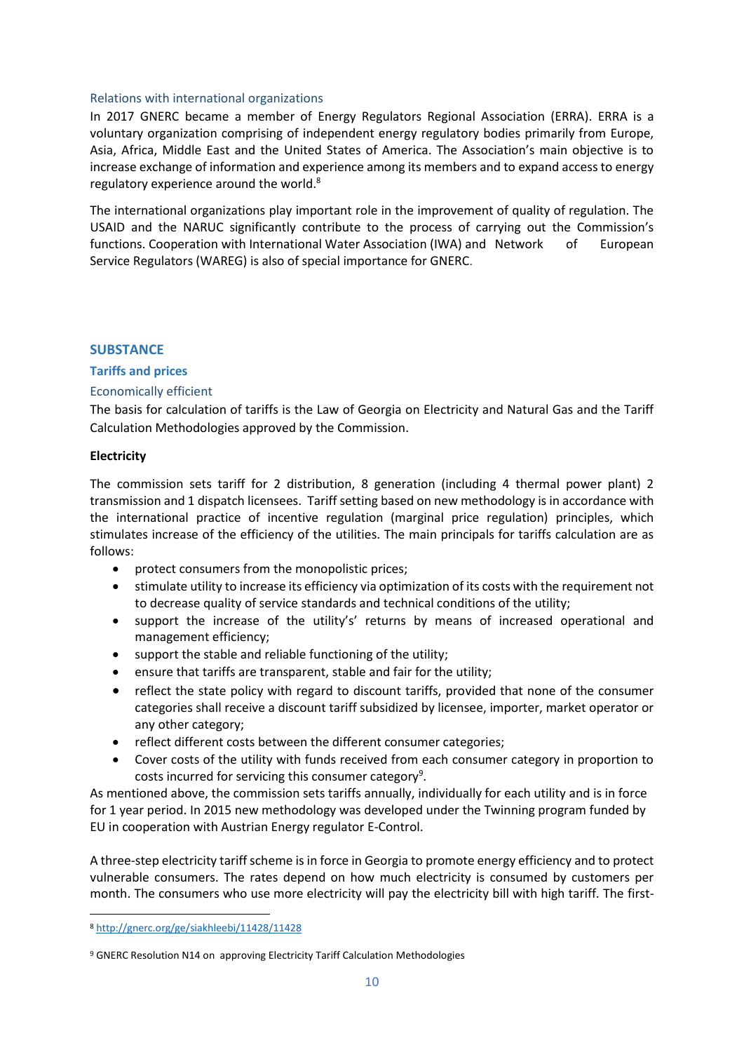### Relations with international organizations

In 2017 GNERC became a member of Energy Regulators Regional Association (ERRA). ERRA is a voluntary organization comprising of independent energy regulatory bodies primarily from Europe, Asia, Africa, Middle East and the United States of America. The Association's main objective is to increase exchange of information and experience among its members and to expand access to energy regulatory experience around the world.[8]

The international organizations play important role in the improvement of quality of regulation. The USAID and the NARUC significantly contribute to the process of carrying out the Commission's functions. Cooperation with International Water Association (IWA) and Network of European Service Regulators (WAREG) is also of special importance for GNERC.

## SUBSTANCE

### Tariffs and prices

#### Economically efficient

The basis for calculation of tariffs is the Law of Georgia on Electricity and Natural Gas and the Tariff Calculation Methodologies approved by the Commission.

**Electricity**

The commission sets tariff for 2 distribution, 8 generation (including 4 thermal power plant) 2 transmission and 1 dispatch licensees. Tariff setting based on new methodology is in accordance with the international practice of incentive regulation (marginal price regulation) principles, which stimulates increase of the efficiency of the utilities. The main principals for tariffs calculation are as follows:

- protect consumers from the monopolistic prices;
- stimulate utility to increase its efficiency via optimization of its costs with the requirement not to decrease quality of service standards and technical conditions of the utility;
- support the increase of the utility's' returns by means of increased operational and management efficiency;
- support the stable and reliable functioning of the utility;
- ensure that tariffs are transparent, stable and fair for the utility;
- reflect the state policy with regard to discount tariffs, provided that none of the consumer categories shall receive a discount tariff subsidized by licensee, importer, market operator or any other category;
- reflect different costs between the different consumer categories;
- Cover costs of the utility with funds received from each consumer category in proportion to costs incurred for servicing this consumer category[9].

As mentioned above, the commission sets tariffs annually, individually for each utility and is in force for 1 year period. In 2015 new methodology was developed under the Twinning program funded by EU in cooperation with Austrian Energy regulator E-Control.

A three-step electricity tariff scheme is in force in Georgia to promote energy efficiency and to protect vulnerable consumers. The rates depend on how much electricity is consumed by customers per month. The consumers who use more electricity will pay the electricity bill with high tariff. The first-

---

[8] http://gnerc.org/ge/siakhleebi/11428/11428

[9] GNERC Resolution N14 on approving Electricity Tariff Calculation Methodologies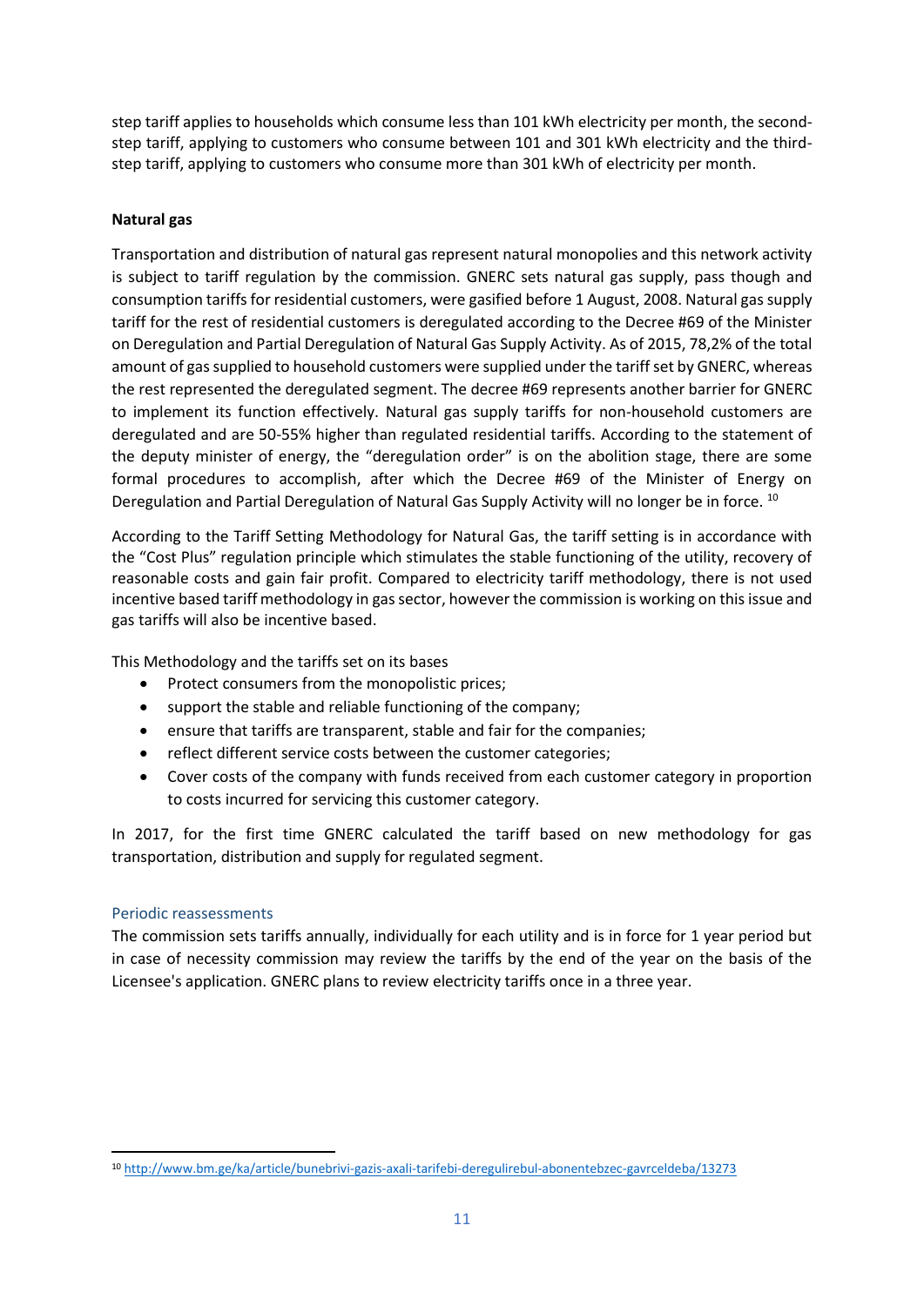step tariff applies to households which consume less than 101 kWh electricity per month, the second-step tariff, applying to customers who consume between 101 and 301 kWh electricity and the third-step tariff, applying to customers who consume more than 301 kWh of electricity per month.

**Natural gas**

Transportation and distribution of natural gas represent natural monopolies and this network activity is subject to tariff regulation by the commission. GNERC sets natural gas supply, pass though and consumption tariffs for residential customers, were gasified before 1 August, 2008. Natural gas supply tariff for the rest of residential customers is deregulated according to the Decree #69 of the Minister on Deregulation and Partial Deregulation of Natural Gas Supply Activity. As of 2015, 78,2% of the total amount of gas supplied to household customers were supplied under the tariff set by GNERC, whereas the rest represented the deregulated segment. The decree #69 represents another barrier for GNERC to implement its function effectively. Natural gas supply tariffs for non-household customers are deregulated and are 50-55% higher than regulated residential tariffs. According to the statement of the deputy minister of energy, the "deregulation order" is on the abolition stage, there are some formal procedures to accomplish, after which the Decree #69 of the Minister of Energy on Deregulation and Partial Deregulation of Natural Gas Supply Activity will no longer be in force. [10]

According to the Tariff Setting Methodology for Natural Gas, the tariff setting is in accordance with the "Cost Plus" regulation principle which stimulates the stable functioning of the utility, recovery of reasonable costs and gain fair profit. Compared to electricity tariff methodology, there is not used incentive based tariff methodology in gas sector, however the commission is working on this issue and gas tariffs will also be incentive based.

This Methodology and the tariffs set on its bases

- Protect consumers from the monopolistic prices;
- support the stable and reliable functioning of the company;
- ensure that tariffs are transparent, stable and fair for the companies;
- reflect different service costs between the customer categories;
- Cover costs of the company with funds received from each customer category in proportion to costs incurred for servicing this customer category.

In 2017, for the first time GNERC calculated the tariff based on new methodology for gas transportation, distribution and supply for regulated segment.

### Periodic reassessments

The commission sets tariffs annually, individually for each utility and is in force for 1 year period but in case of necessity commission may review the tariffs by the end of the year on the basis of the Licensee's application. GNERC plans to review electricity tariffs once in a three year.

---

[10] http://www.bm.ge/ka/article/bunebrivi-gazis-axali-tarifebi-deregulirebul-abonentebzec-gavrceldeba/13273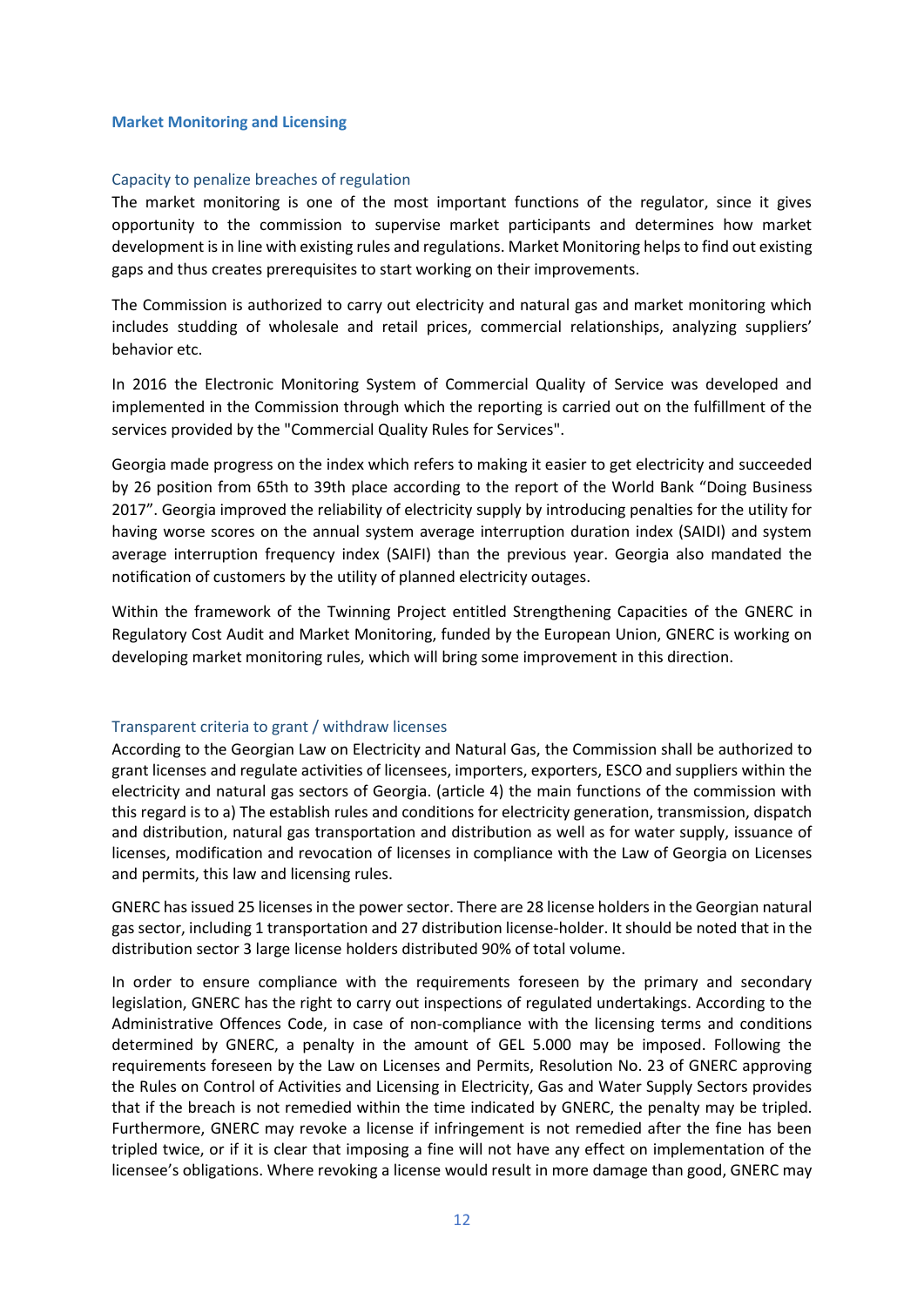## Market Monitoring and Licensing

### Capacity to penalize breaches of regulation

The market monitoring is one of the most important functions of the regulator, since it gives opportunity to the commission to supervise market participants and determines how market development is in line with existing rules and regulations. Market Monitoring helps to find out existing gaps and thus creates prerequisites to start working on their improvements.

The Commission is authorized to carry out electricity and natural gas and market monitoring which includes studding of wholesale and retail prices, commercial relationships, analyzing suppliers' behavior etc.

In 2016 the Electronic Monitoring System of Commercial Quality of Service was developed and implemented in the Commission through which the reporting is carried out on the fulfillment of the services provided by the "Commercial Quality Rules for Services".

Georgia made progress on the index which refers to making it easier to get electricity and succeeded by 26 position from 65th to 39th place according to the report of the World Bank "Doing Business 2017". Georgia improved the reliability of electricity supply by introducing penalties for the utility for having worse scores on the annual system average interruption duration index (SAIDI) and system average interruption frequency index (SAIFI) than the previous year. Georgia also mandated the notification of customers by the utility of planned electricity outages.

Within the framework of the Twinning Project entitled Strengthening Capacities of the GNERC in Regulatory Cost Audit and Market Monitoring, funded by the European Union, GNERC is working on developing market monitoring rules, which will bring some improvement in this direction.

### Transparent criteria to grant / withdraw licenses

According to the Georgian Law on Electricity and Natural Gas, the Commission shall be authorized to grant licenses and regulate activities of licensees, importers, exporters, ESCO and suppliers within the electricity and natural gas sectors of Georgia. (article 4) the main functions of the commission with this regard is to a) The establish rules and conditions for electricity generation, transmission, dispatch and distribution, natural gas transportation and distribution as well as for water supply, issuance of licenses, modification and revocation of licenses in compliance with the Law of Georgia on Licenses and permits, this law and licensing rules.

GNERC has issued 25 licenses in the power sector. There are 28 license holders in the Georgian natural gas sector, including 1 transportation and 27 distribution license-holder. It should be noted that in the distribution sector 3 large license holders distributed 90% of total volume.

In order to ensure compliance with the requirements foreseen by the primary and secondary legislation, GNERC has the right to carry out inspections of regulated undertakings. According to the Administrative Offences Code, in case of non-compliance with the licensing terms and conditions determined by GNERC, a penalty in the amount of GEL 5.000 may be imposed. Following the requirements foreseen by the Law on Licenses and Permits, Resolution No. 23 of GNERC approving the Rules on Control of Activities and Licensing in Electricity, Gas and Water Supply Sectors provides that if the breach is not remedied within the time indicated by GNERC, the penalty may be tripled. Furthermore, GNERC may revoke a license if infringement is not remedied after the fine has been tripled twice, or if it is clear that imposing a fine will not have any effect on implementation of the licensee's obligations. Where revoking a license would result in more damage than good, GNERC may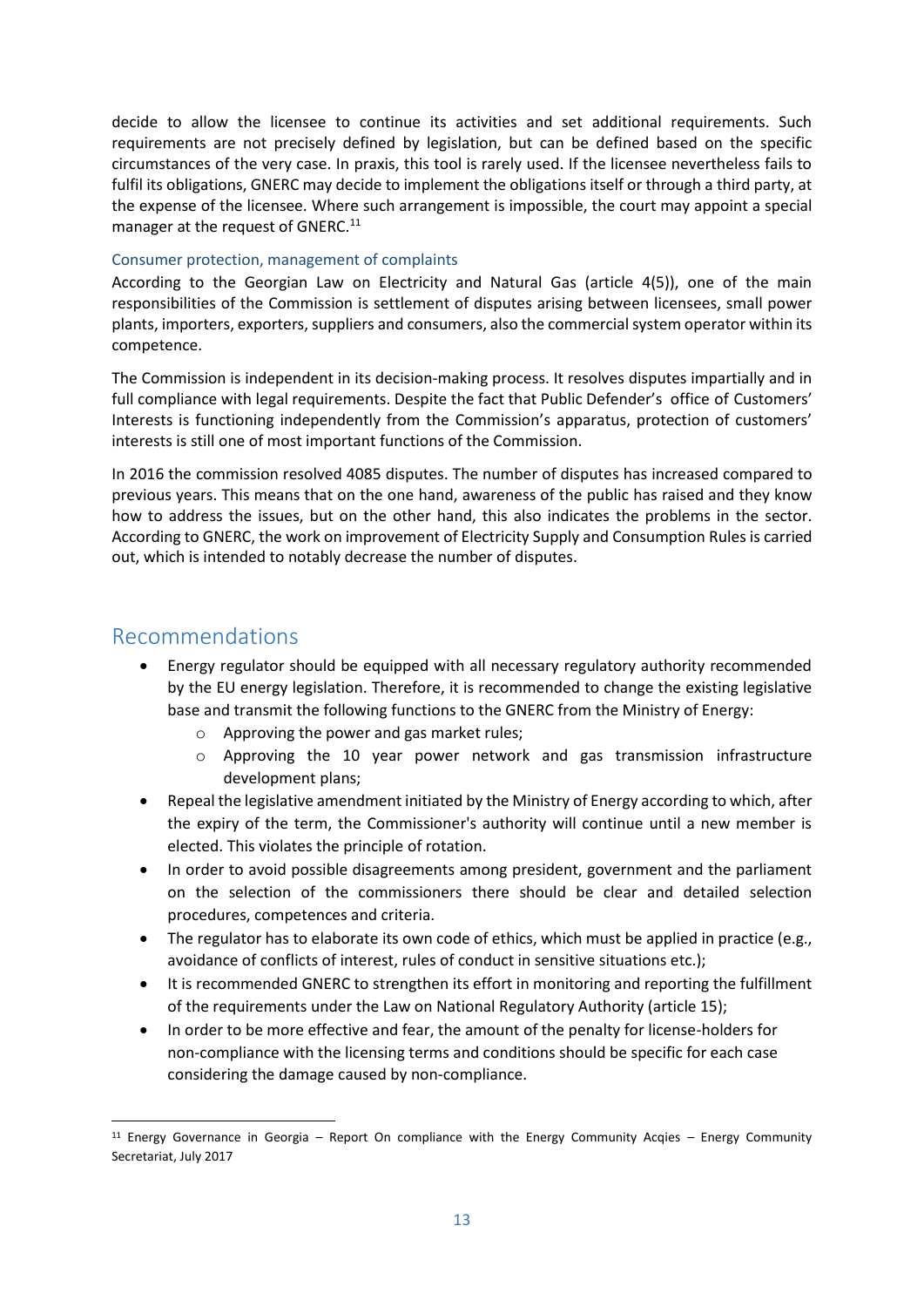decide to allow the licensee to continue its activities and set additional requirements. Such requirements are not precisely defined by legislation, but can be defined based on the specific circumstances of the very case. In praxis, this tool is rarely used. If the licensee nevertheless fails to fulfil its obligations, GNERC may decide to implement the obligations itself or through a third party, at the expense of the licensee. Where such arrangement is impossible, the court may appoint a special manager at the request of GNERC.[11]

### Consumer protection, management of complaints

According to the Georgian Law on Electricity and Natural Gas (article 4(5)), one of the main responsibilities of the Commission is settlement of disputes arising between licensees, small power plants, importers, exporters, suppliers and consumers, also the commercial system operator within its competence.

The Commission is independent in its decision-making process. It resolves disputes impartially and in full compliance with legal requirements. Despite the fact that Public Defender's office of Customers' Interests is functioning independently from the Commission's apparatus, protection of customers' interests is still one of most important functions of the Commission.

In 2016 the commission resolved 4085 disputes. The number of disputes has increased compared to previous years. This means that on the one hand, awareness of the public has raised and they know how to address the issues, but on the other hand, this also indicates the problems in the sector. According to GNERC, the work on improvement of Electricity Supply and Consumption Rules is carried out, which is intended to notably decrease the number of disputes.

## Recommendations

- Energy regulator should be equipped with all necessary regulatory authority recommended by the EU energy legislation. Therefore, it is recommended to change the existing legislative base and transmit the following functions to the GNERC from the Ministry of Energy:
  - Approving the power and gas market rules;
  - Approving the 10 year power network and gas transmission infrastructure development plans;
- Repeal the legislative amendment initiated by the Ministry of Energy according to which, after the expiry of the term, the Commissioner's authority will continue until a new member is elected. This violates the principle of rotation.
- In order to avoid possible disagreements among president, government and the parliament on the selection of the commissioners there should be clear and detailed selection procedures, competences and criteria.
- The regulator has to elaborate its own code of ethics, which must be applied in practice (e.g., avoidance of conflicts of interest, rules of conduct in sensitive situations etc.);
- It is recommended GNERC to strengthen its effort in monitoring and reporting the fulfillment of the requirements under the Law on National Regulatory Authority (article 15);
- In order to be more effective and fear, the amount of the penalty for license-holders for non-compliance with the licensing terms and conditions should be specific for each case considering the damage caused by non-compliance.

[11] Energy Governance in Georgia – Report On compliance with the Energy Community Acqies – Energy Community Secretariat, July 2017